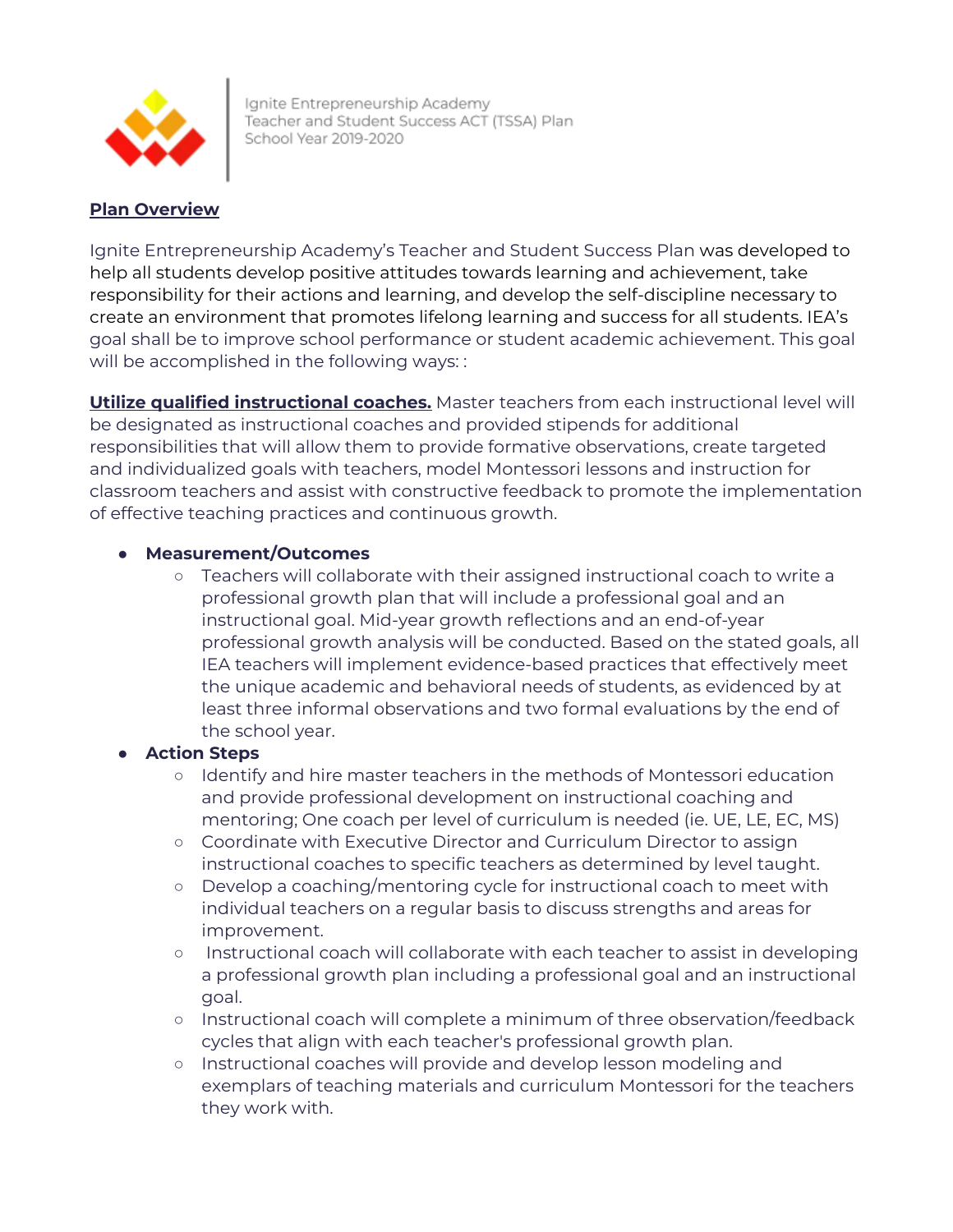Ignite Entrepreneurship Academy
Teacher and Student Success ACT (TSSA) Plan
School Year 2019-2020

**Plan Overview**

Ignite Entrepreneurship Academy's Teacher and Student Success Plan was developed to help all students develop positive attitudes towards learning and achievement, take responsibility for their actions and learning, and develop the self-discipline necessary to create an environment that promotes lifelong learning and success for all students. IEA's goal shall be to improve school performance or student academic achievement. This goal will be accomplished in the following ways: :

**Utilize qualified instructional coaches.** Master teachers from each instructional level will be designated as instructional coaches and provided stipends for additional responsibilities that will allow them to provide formative observations, create targeted and individualized goals with teachers, model Montessori lessons and instruction for classroom teachers and assist with constructive feedback to promote the implementation of effective teaching practices and continuous growth.

- **Measurement/Outcomes**
  - Teachers will collaborate with their assigned instructional coach to write a professional growth plan that will include a professional goal and an instructional goal. Mid-year growth reflections and an end-of-year professional growth analysis will be conducted. Based on the stated goals, all IEA teachers will implement evidence-based practices that effectively meet the unique academic and behavioral needs of students, as evidenced by at least three informal observations and two formal evaluations by the end of the school year.
- **Action Steps**
  - Identify and hire master teachers in the methods of Montessori education and provide professional development on instructional coaching and mentoring; One coach per level of curriculum is needed (ie. UE, LE, EC, MS)
  - Coordinate with Executive Director and Curriculum Director to assign instructional coaches to specific teachers as determined by level taught.
  - Develop a coaching/mentoring cycle for instructional coach to meet with individual teachers on a regular basis to discuss strengths and areas for improvement.
  - Instructional coach will collaborate with each teacher to assist in developing a professional growth plan including a professional goal and an instructional goal.
  - Instructional coach will complete a minimum of three observation/feedback cycles that align with each teacher's professional growth plan.
  - Instructional coaches will provide and develop lesson modeling and exemplars of teaching materials and curriculum Montessori for the teachers they work with.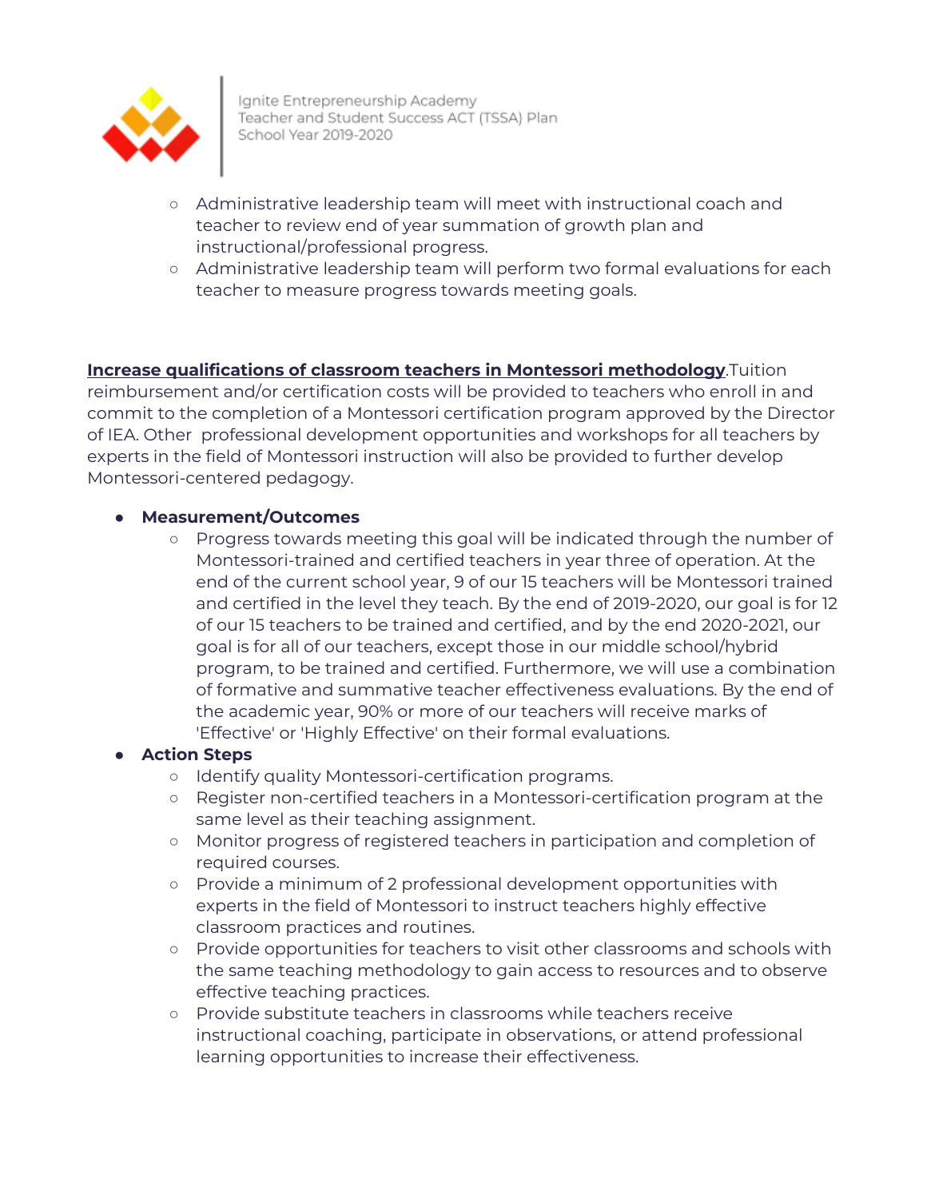- Administrative leadership team will meet with instructional coach and teacher to review end of year summation of growth plan and instructional/professional progress.
- Administrative leadership team will perform two formal evaluations for each teacher to measure progress towards meeting goals.

**Increase qualifications of classroom teachers in Montessori methodology**.Tuition reimbursement and/or certification costs will be provided to teachers who enroll in and commit to the completion of a Montessori certification program approved by the Director of IEA. Other professional development opportunities and workshops for all teachers by experts in the field of Montessori instruction will also be provided to further develop Montessori-centered pedagogy.

- **Measurement/Outcomes**
  - Progress towards meeting this goal will be indicated through the number of Montessori-trained and certified teachers in year three of operation. At the end of the current school year, 9 of our 15 teachers will be Montessori trained and certified in the level they teach. By the end of 2019-2020, our goal is for 12 of our 15 teachers to be trained and certified, and by the end 2020-2021, our goal is for all of our teachers, except those in our middle school/hybrid program, to be trained and certified. Furthermore, we will use a combination of formative and summative teacher effectiveness evaluations. By the end of the academic year, 90% or more of our teachers will receive marks of 'Effective' or 'Highly Effective' on their formal evaluations.
- **Action Steps**
  - Identify quality Montessori-certification programs.
  - Register non-certified teachers in a Montessori-certification program at the same level as their teaching assignment.
  - Monitor progress of registered teachers in participation and completion of required courses.
  - Provide a minimum of 2 professional development opportunities with experts in the field of Montessori to instruct teachers highly effective classroom practices and routines.
  - Provide opportunities for teachers to visit other classrooms and schools with the same teaching methodology to gain access to resources and to observe effective teaching practices.
  - Provide substitute teachers in classrooms while teachers receive instructional coaching, participate in observations, or attend professional learning opportunities to increase their effectiveness.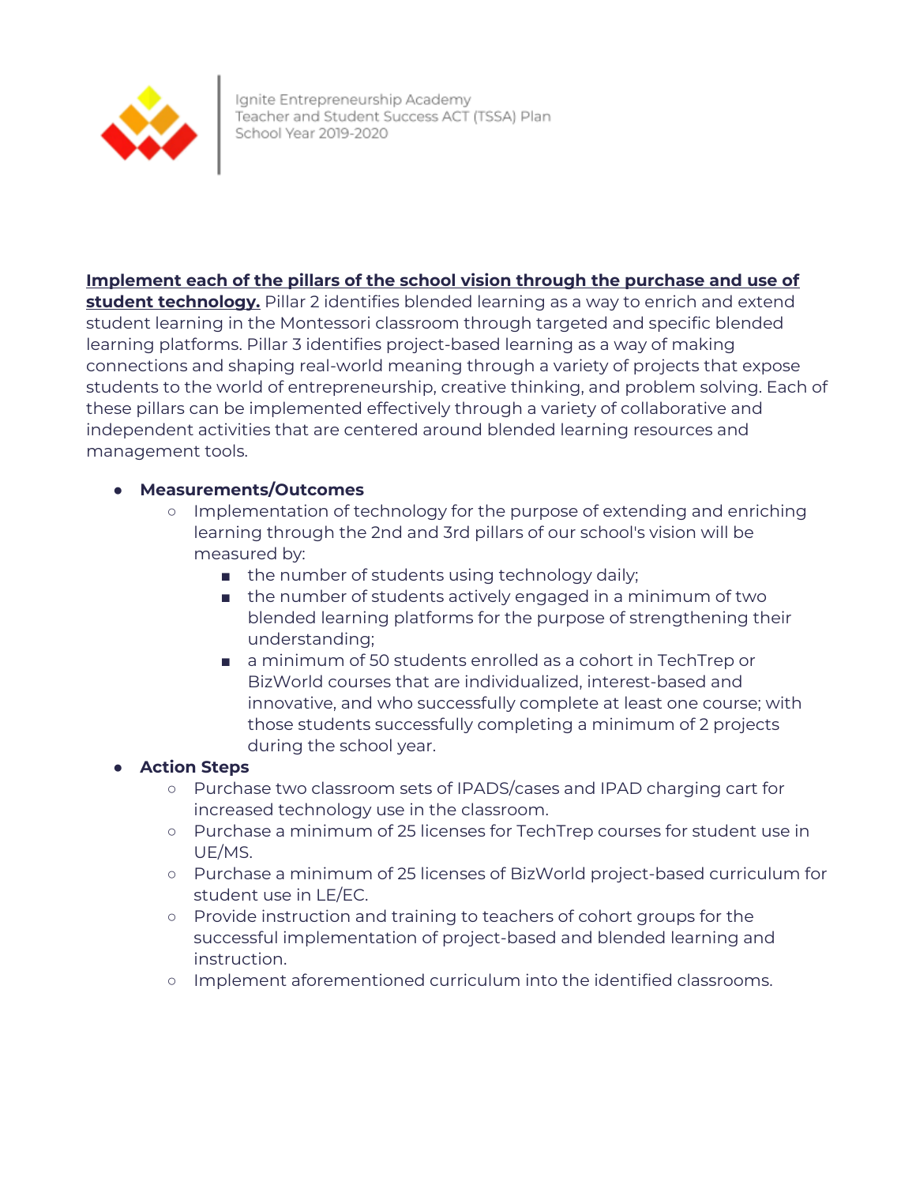**Implement each of the pillars of the school vision through the purchase and use of student technology.** Pillar 2 identifies blended learning as a way to enrich and extend student learning in the Montessori classroom through targeted and specific blended learning platforms. Pillar 3 identifies project-based learning as a way of making connections and shaping real-world meaning through a variety of projects that expose students to the world of entrepreneurship, creative thinking, and problem solving. Each of these pillars can be implemented effectively through a variety of collaborative and independent activities that are centered around blended learning resources and management tools.

- **Measurements/Outcomes**
  - Implementation of technology for the purpose of extending and enriching learning through the 2nd and 3rd pillars of our school's vision will be measured by:
    - the number of students using technology daily;
    - the number of students actively engaged in a minimum of two blended learning platforms for the purpose of strengthening their understanding;
    - a minimum of 50 students enrolled as a cohort in TechTrep or BizWorld courses that are individualized, interest-based and innovative, and who successfully complete at least one course; with those students successfully completing a minimum of 2 projects during the school year.
- **Action Steps**
  - Purchase two classroom sets of IPADS/cases and IPAD charging cart for increased technology use in the classroom.
  - Purchase a minimum of 25 licenses for TechTrep courses for student use in UE/MS.
  - Purchase a minimum of 25 licenses of BizWorld project-based curriculum for student use in LE/EC.
  - Provide instruction and training to teachers of cohort groups for the successful implementation of project-based and blended learning and instruction.
  - Implement aforementioned curriculum into the identified classrooms.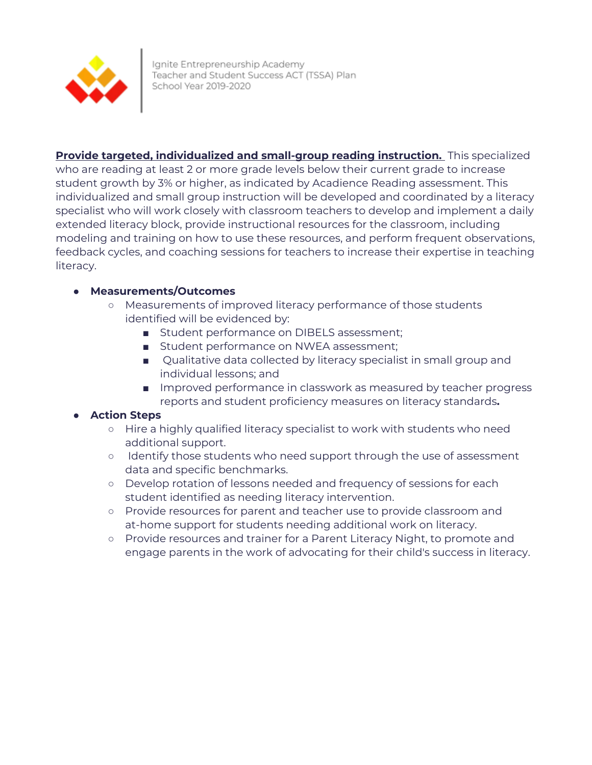**Provide targeted, individualized and small-group reading instruction.** This specialized who are reading at least 2 or more grade levels below their current grade to increase student growth by 3% or higher, as indicated by Acadience Reading assessment. This individualized and small group instruction will be developed and coordinated by a literacy specialist who will work closely with classroom teachers to develop and implement a daily extended literacy block, provide instructional resources for the classroom, including modeling and training on how to use these resources, and perform frequent observations, feedback cycles, and coaching sessions for teachers to increase their expertise in teaching literacy.

- **Measurements/Outcomes**
  - Measurements of improved literacy performance of those students identified will be evidenced by:
    - Student performance on DIBELS assessment;
    - Student performance on NWEA assessment;
    - Qualitative data collected by literacy specialist in small group and individual lessons; and
    - Improved performance in classwork as measured by teacher progress reports and student proficiency measures on literacy standards**.**
- **Action Steps**
  - Hire a highly qualified literacy specialist to work with students who need additional support.
  - Identify those students who need support through the use of assessment data and specific benchmarks.
  - Develop rotation of lessons needed and frequency of sessions for each student identified as needing literacy intervention.
  - Provide resources for parent and teacher use to provide classroom and at-home support for students needing additional work on literacy.
  - Provide resources and trainer for a Parent Literacy Night, to promote and engage parents in the work of advocating for their child's success in literacy.